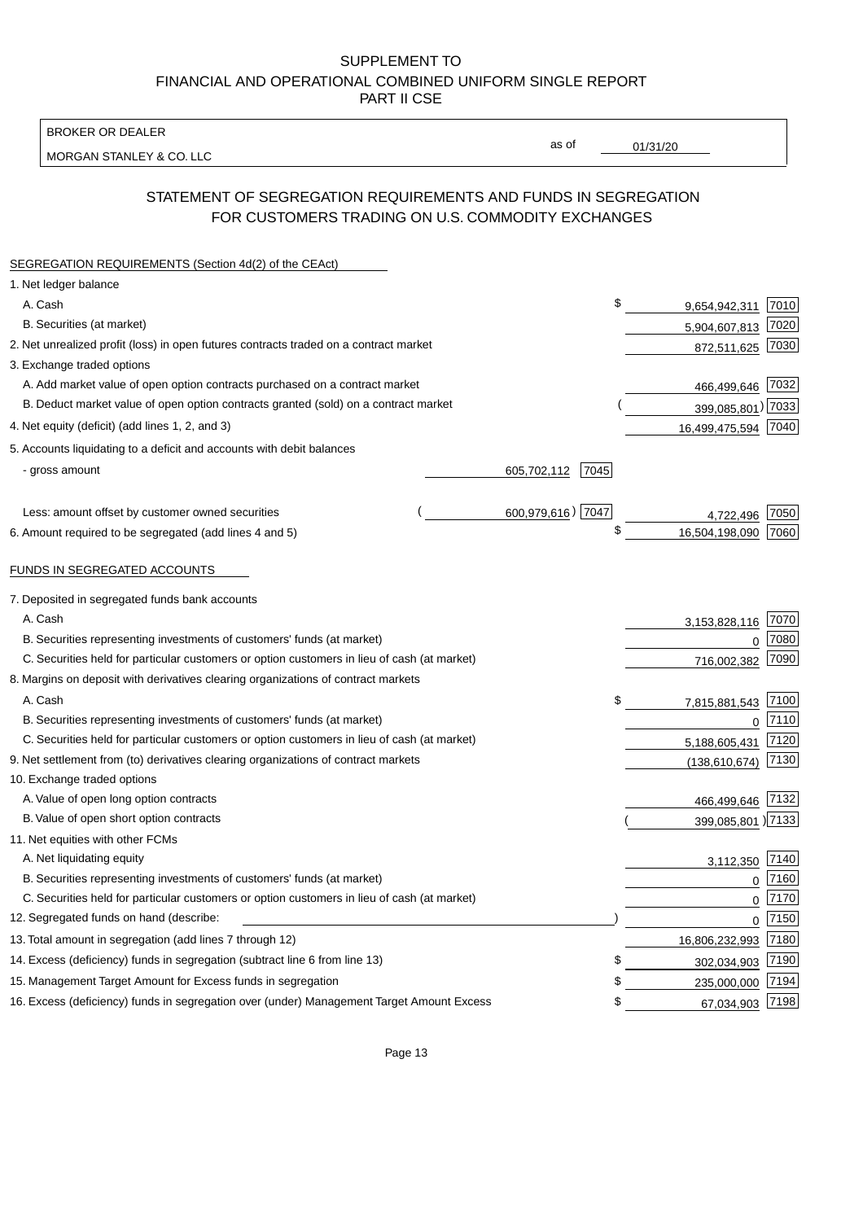SUPPLEMENT TO
FINANCIAL AND OPERATIONAL COMBINED UNIFORM SINGLE REPORT
PART II CSE

BROKER OR DEALER

MORGAN STANLEY & CO. LLC

as of 01/31/20

## STATEMENT OF SEGREGATION REQUIREMENTS AND FUNDS IN SEGREGATION FOR CUSTOMERS TRADING ON U.S. COMMODITY EXCHANGES

| | | | | |
|---|---|---|---|---|
| **SEGREGATION REQUIREMENTS (Section 4d(2) of the CEAct)** | | | | |
| 1. Net ledger balance | | | | |
| A. Cash | | | $ 9,654,942,311 | 7010 |
| B. Securities (at market) | | | 5,904,607,813 | 7020 |
| 2. Net unrealized profit (loss) in open futures contracts traded on a contract market | | | 872,511,625 | 7030 |
| 3. Exchange traded options | | | | |
| A. Add market value of open option contracts purchased on a contract market | | | 466,499,646 | 7032 |
| B. Deduct market value of open option contracts granted (sold) on a contract market | | | (399,085,801) | 7033 |
| 4. Net equity (deficit) (add lines 1, 2, and 3) | | | 16,499,475,594 | 7040 |
| 5. Accounts liquidating to a deficit and accounts with debit balances | | | | |
| - gross amount | 605,702,112 | 7045 | | |
| Less: amount offset by customer owned securities | (600,979,616) | 7047 | 4,722,496 | 7050 |
| 6. Amount required to be segregated (add lines 4 and 5) | | | $ 16,504,198,090 | 7060 |
| **FUNDS IN SEGREGATED ACCOUNTS** | | | | |
| 7. Deposited in segregated funds bank accounts | | | | |
| A. Cash | | | 3,153,828,116 | 7070 |
| B. Securities representing investments of customers' funds (at market) | | | 0 | 7080 |
| C. Securities held for particular customers or option customers in lieu of cash (at market) | | | 716,002,382 | 7090 |
| 8. Margins on deposit with derivatives clearing organizations of contract markets | | | | |
| A. Cash | | | $ 7,815,881,543 | 7100 |
| B. Securities representing investments of customers' funds (at market) | | | 0 | 7110 |
| C. Securities held for particular customers or option customers in lieu of cash (at market) | | | 5,188,605,431 | 7120 |
| 9. Net settlement from (to) derivatives clearing organizations of contract markets | | | (138,610,674) | 7130 |
| 10. Exchange traded options | | | | |
| A. Value of open long option contracts | | | 466,499,646 | 7132 |
| B. Value of open short option contracts | | | (399,085,801) | 7133 |
| 11. Net equities with other FCMs | | | | |
| A. Net liquidating equity | | | 3,112,350 | 7140 |
| B. Securities representing investments of customers' funds (at market) | | | 0 | 7160 |
| C. Securities held for particular customers or option customers in lieu of cash (at market) | | | 0 | 7170 |
| 12. Segregated funds on hand (describe: ) | | | 0 | 7150 |
| 13. Total amount in segregation (add lines 7 through 12) | | | 16,806,232,993 | 7180 |
| 14. Excess (deficiency) funds in segregation (subtract line 6 from line 13) | | | $ 302,034,903 | 7190 |
| 15. Management Target Amount for Excess funds in segregation | | | $ 235,000,000 | 7194 |
| 16. Excess (deficiency) funds in segregation over (under) Management Target Amount Excess | | | $ 67,034,903 | 7198 |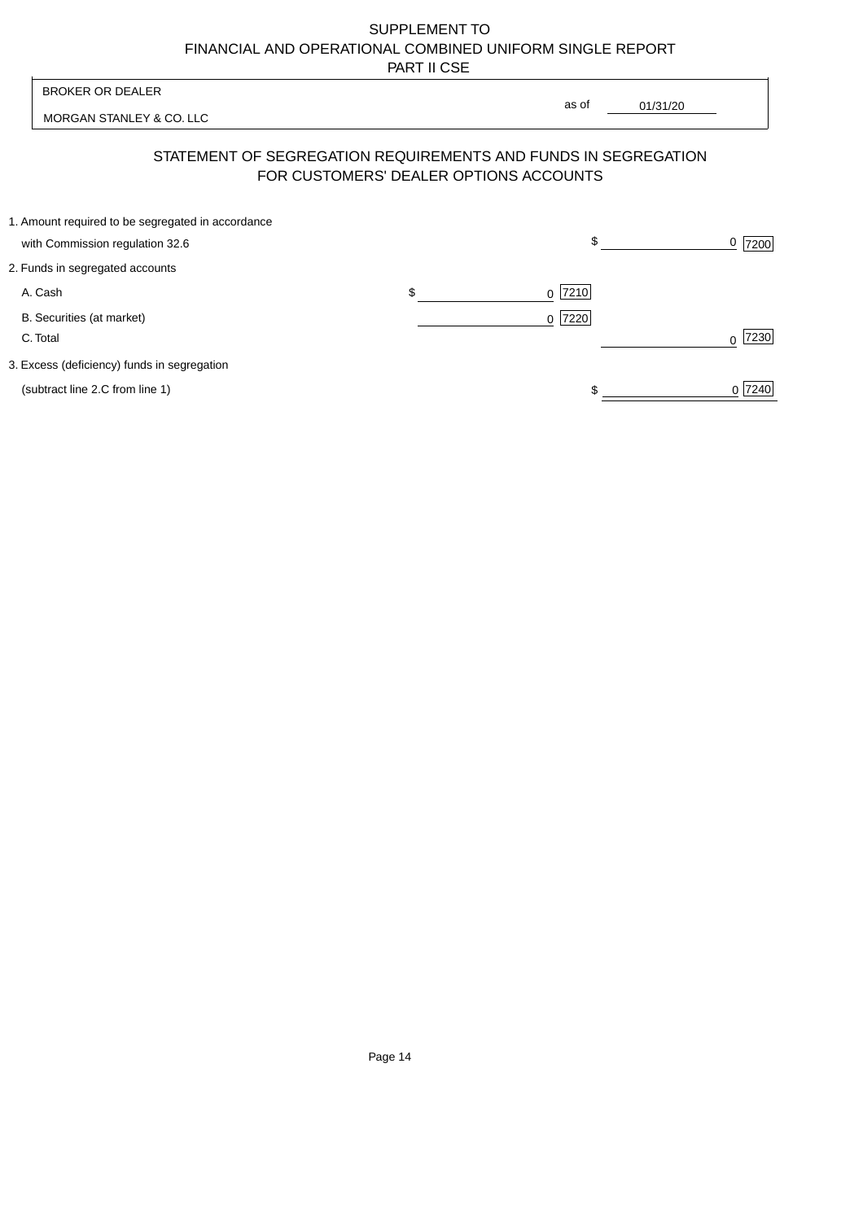SUPPLEMENT TO
FINANCIAL AND OPERATIONAL COMBINED UNIFORM SINGLE REPORT
PART II CSE

| BROKER OR DEALER | |
|---|---|
| MORGAN STANLEY & CO. LLC | as of 01/31/20 |

## STATEMENT OF SEGREGATION REQUIREMENTS AND FUNDS IN SEGREGATION FOR CUSTOMERS' DEALER OPTIONS ACCOUNTS

| | | |
|---|---|---|
| 1. Amount required to be segregated in accordance with Commission regulation 32.6 | | $ 0 [7200] |
| 2. Funds in segregated accounts | | |
| A. Cash | $ 0 [7210] | |
| B. Securities (at market) | 0 [7220] | |
| C. Total | | 0 [7230] |
| 3. Excess (deficiency) funds in segregation (subtract line 2.C from line 1) | | $ 0 [7240] |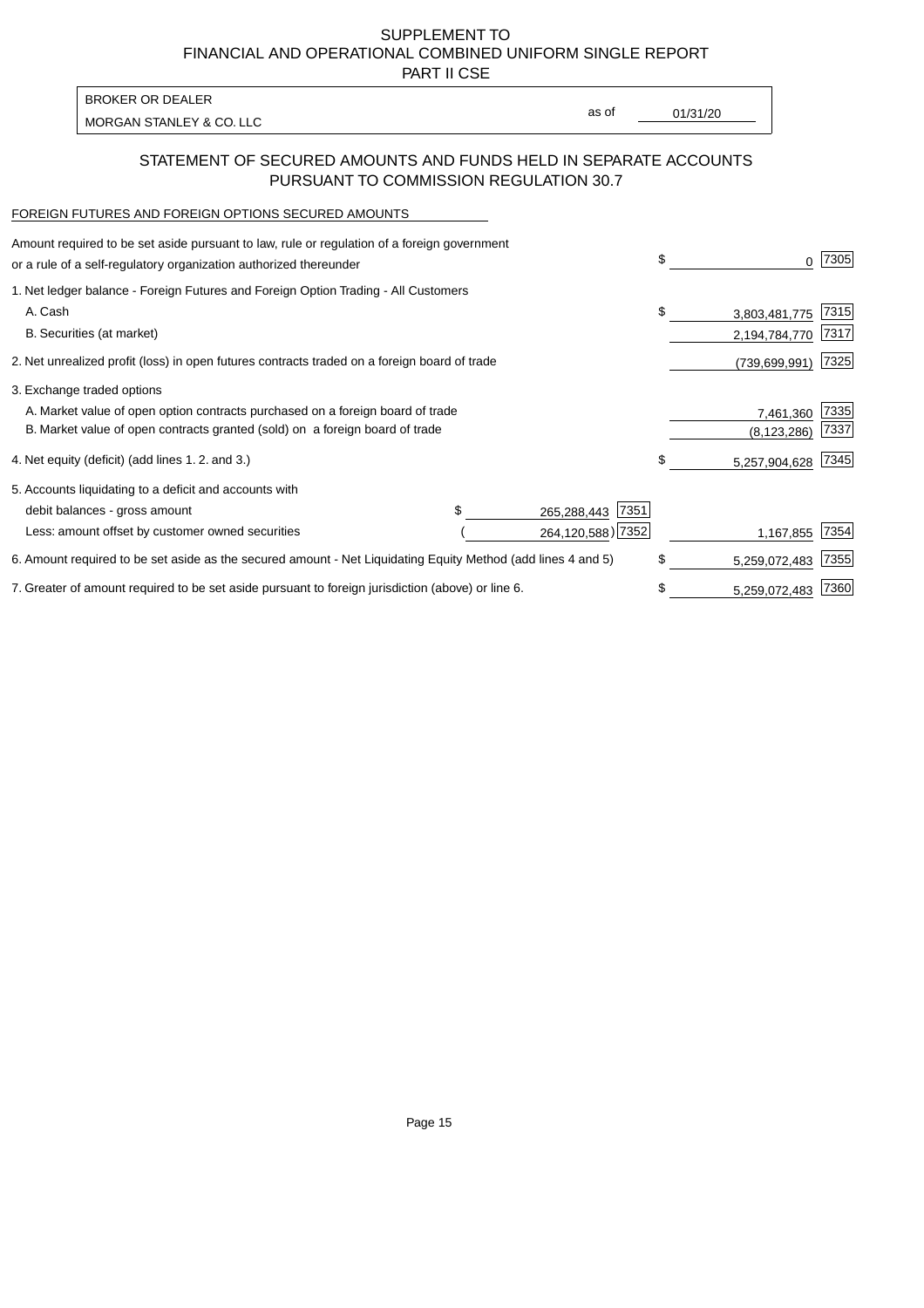SUPPLEMENT TO
FINANCIAL AND OPERATIONAL COMBINED UNIFORM SINGLE REPORT
PART II CSE

BROKER OR DEALER
MORGAN STANLEY & CO. LLC

as of 01/31/20

## STATEMENT OF SECURED AMOUNTS AND FUNDS HELD IN SEPARATE ACCOUNTS PURSUANT TO COMMISSION REGULATION 30.7

FOREIGN FUTURES AND FOREIGN OPTIONS SECURED AMOUNTS

| Description | | | Amount | Code |
|---|---|---|---|---|
| Amount required to be set aside pursuant to law, rule or regulation of a foreign government or a rule of a self-regulatory organization authorized thereunder | | | $ 0 | 7305 |
| 1. Net ledger balance - Foreign Futures and Foreign Option Trading - All Customers | | | | |
| A. Cash | | | $ 3,803,481,775 | 7315 |
| B. Securities (at market) | | | 2,194,784,770 | 7317 |
| 2. Net unrealized profit (loss) in open futures contracts traded on a foreign board of trade | | | (739,699,991) | 7325 |
| 3. Exchange traded options | | | | |
| A. Market value of open option contracts purchased on a foreign board of trade | | | 7,461,360 | 7335 |
| B. Market value of open contracts granted (sold) on a foreign board of trade | | | (8,123,286) | 7337 |
| 4. Net equity (deficit) (add lines 1. 2. and 3.) | | | $ 5,257,904,628 | 7345 |
| 5. Accounts liquidating to a deficit and accounts with | | | | |
| debit balances - gross amount | $ 265,288,443 | 7351 | | |
| Less: amount offset by customer owned securities | ( 264,120,588) | 7352 | 1,167,855 | 7354 |
| 6. Amount required to be set aside as the secured amount - Net Liquidating Equity Method (add lines 4 and 5) | | | $ 5,259,072,483 | 7355 |
| 7. Greater of amount required to be set aside pursuant to foreign jurisdiction (above) or line 6. | | | $ 5,259,072,483 | 7360 |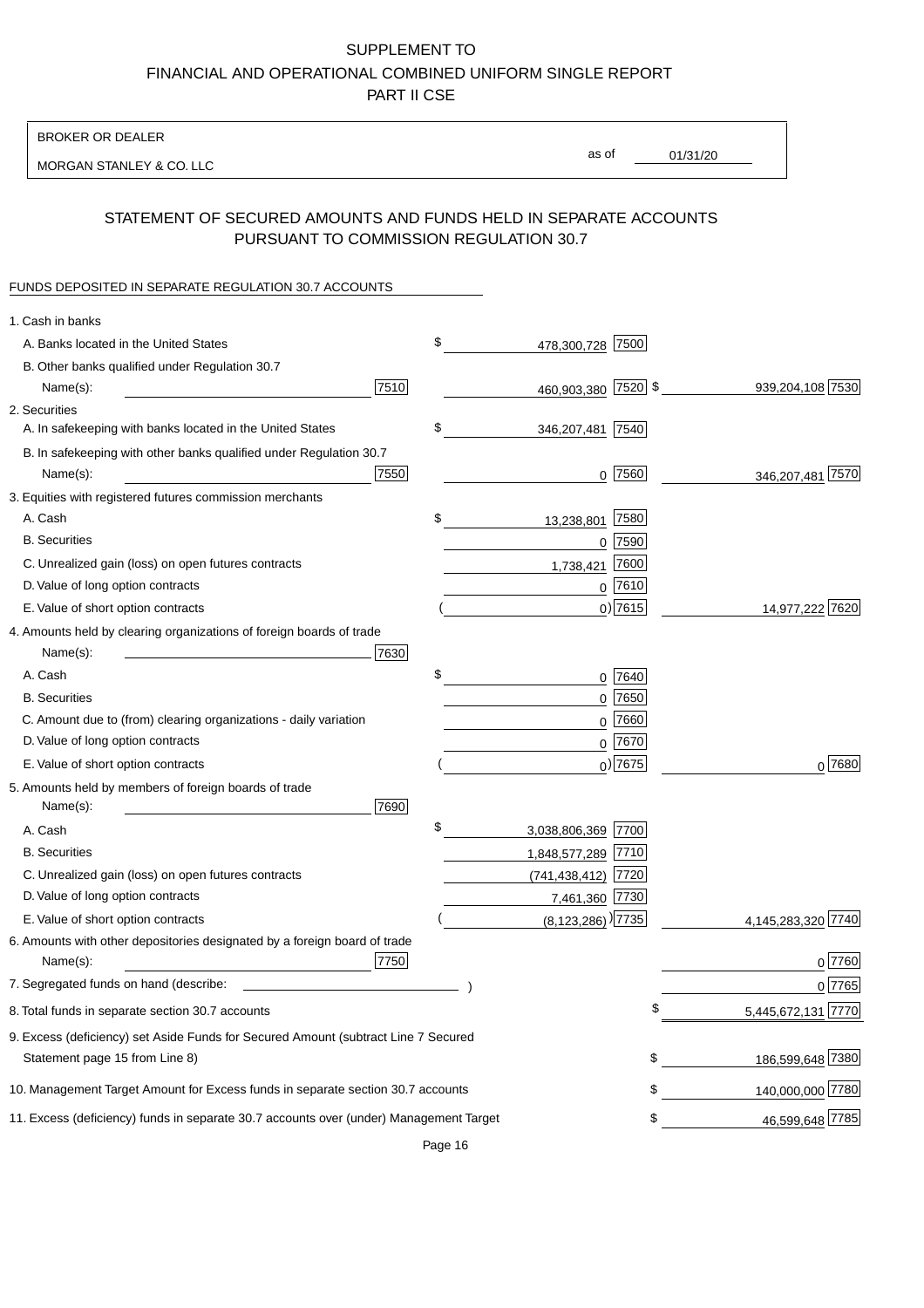SUPPLEMENT TO
FINANCIAL AND OPERATIONAL COMBINED UNIFORM SINGLE REPORT
PART II CSE

BROKER OR DEALER

MORGAN STANLEY & CO. LLC

as of 01/31/20

## STATEMENT OF SECURED AMOUNTS AND FUNDS HELD IN SEPARATE ACCOUNTS PURSUANT TO COMMISSION REGULATION 30.7

FUNDS DEPOSITED IN SEPARATE REGULATION 30.7 ACCOUNTS

| | | | | |
|---|---|---|---|---|
| 1. Cash in banks | | | | |
| A. Banks located in the United States | | $ 478,300,728 | 7500 | |
| B. Other banks qualified under Regulation 30.7 Name(s): | 7510 | 460,903,380 | 7520 | $ 939,204,108 7530 |
| 2. Securities | | | | |
| A. In safekeeping with banks located in the United States | | $ 346,207,481 | 7540 | |
| B. In safekeeping with other banks qualified under Regulation 30.7 Name(s): | 7550 | 0 | 7560 | 346,207,481 7570 |
| 3. Equities with registered futures commission merchants | | | | |
| A. Cash | | $ 13,238,801 | 7580 | |
| B. Securities | | 0 | 7590 | |
| C. Unrealized gain (loss) on open futures contracts | | 1,738,421 | 7600 | |
| D. Value of long option contracts | | 0 | 7610 | |
| E. Value of short option contracts | | ( 0) | 7615 | 14,977,222 7620 |
| 4. Amounts held by clearing organizations of foreign boards of trade Name(s): | 7630 | | | |
| A. Cash | | $ 0 | 7640 | |
| B. Securities | | 0 | 7650 | |
| C. Amount due to (from) clearing organizations - daily variation | | 0 | 7660 | |
| D. Value of long option contracts | | 0 | 7670 | |
| E. Value of short option contracts | | ( 0) | 7675 | 0 7680 |
| 5. Amounts held by members of foreign boards of trade Name(s): | 7690 | | | |
| A. Cash | | $ 3,038,806,369 | 7700 | |
| B. Securities | | 1,848,577,289 | 7710 | |
| C. Unrealized gain (loss) on open futures contracts | | (741,438,412) | 7720 | |
| D. Value of long option contracts | | 7,461,360 | 7730 | |
| E. Value of short option contracts | | ( (8,123,286) ) | 7735 | 4,145,283,320 7740 |
| 6. Amounts with other depositories designated by a foreign board of trade Name(s): | 7750 | | | 0 7760 |
| 7. Segregated funds on hand (describe: ) | | | | 0 7765 |
| 8. Total funds in separate section 30.7 accounts | | | | $ 5,445,672,131 7770 |
| 9. Excess (deficiency) set Aside Funds for Secured Amount (subtract Line 7 Secured Statement page 15 from Line 8) | | | | $ 186,599,648 7380 |
| 10. Management Target Amount for Excess funds in separate section 30.7 accounts | | | | $ 140,000,000 7780 |
| 11. Excess (deficiency) funds in separate 30.7 accounts over (under) Management Target | | | | $ 46,599,648 7785 |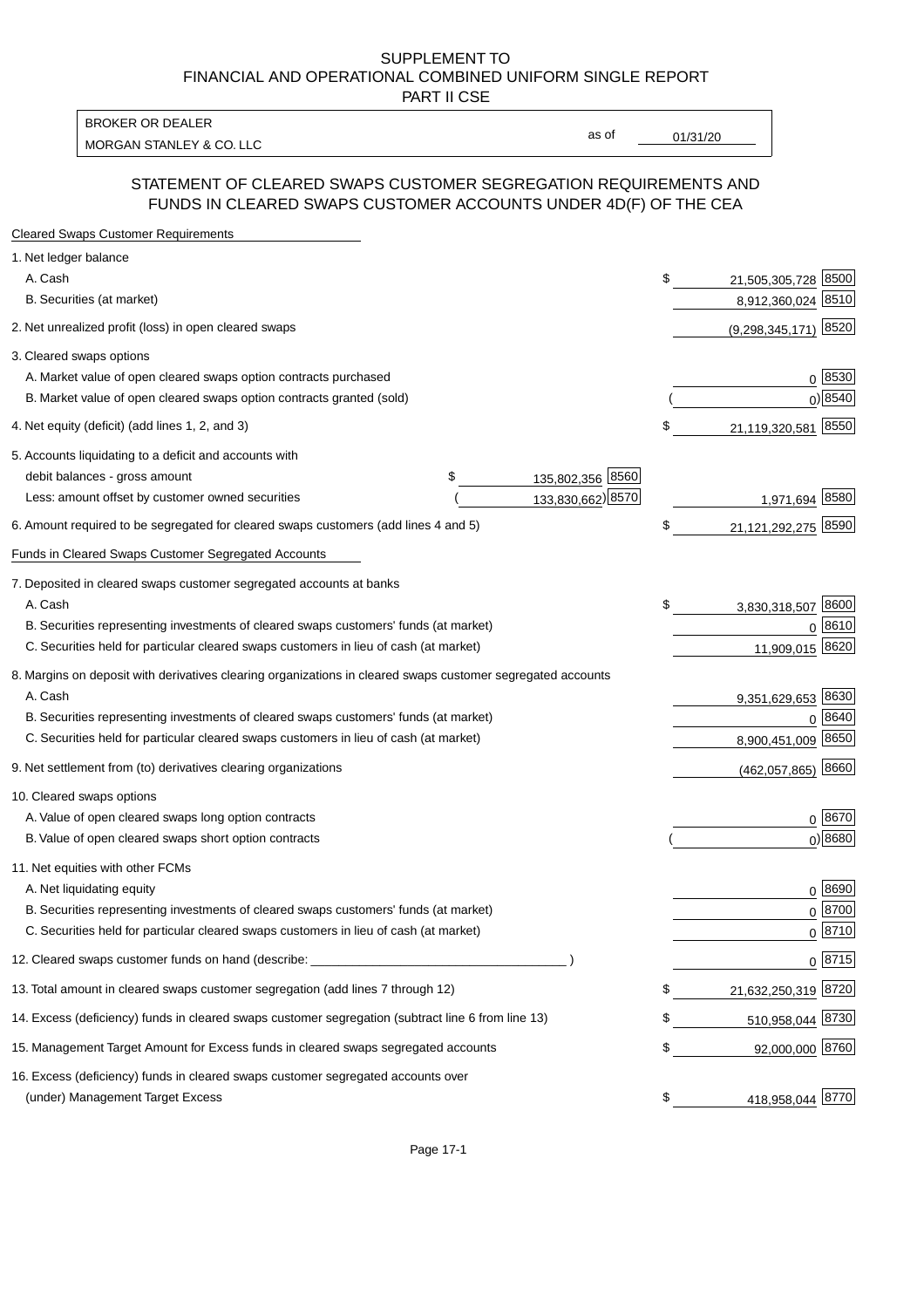SUPPLEMENT TO
FINANCIAL AND OPERATIONAL COMBINED UNIFORM SINGLE REPORT
PART II CSE

| | | |
|---|---|---|
| BROKER OR DEALER | | |
| MORGAN STANLEY & CO. LLC | as of | 01/31/20 |

## STATEMENT OF CLEARED SWAPS CUSTOMER SEGREGATION REQUIREMENTS AND FUNDS IN CLEARED SWAPS CUSTOMER ACCOUNTS UNDER 4D(F) OF THE CEA

| | | | | |
|---|---|---|---|---|
| **Cleared Swaps Customer Requirements** | | | | |
| 1. Net ledger balance | | | | |
| A. Cash | | | $ 21,505,305,728 | 8500 |
| B. Securities (at market) | | | 8,912,360,024 | 8510 |
| 2. Net unrealized profit (loss) in open cleared swaps | | | (9,298,345,171) | 8520 |
| 3. Cleared swaps options | | | | |
| A. Market value of open cleared swaps option contracts purchased | | | 0 | 8530 |
| B. Market value of open cleared swaps option contracts granted (sold) | | | ( 0) | 8540 |
| 4. Net equity (deficit) (add lines 1, 2, and 3) | | | $ 21,119,320,581 | 8550 |
| 5. Accounts liquidating to a deficit and accounts with | | | | |
| debit balances - gross amount | $ 135,802,356 | 8560 | | |
| Less: amount offset by customer owned securities | ( 133,830,662) | 8570 | 1,971,694 | 8580 |
| 6. Amount required to be segregated for cleared swaps customers (add lines 4 and 5) | | | $ 21,121,292,275 | 8590 |
| **Funds in Cleared Swaps Customer Segregated Accounts** | | | | |
| 7. Deposited in cleared swaps customer segregated accounts at banks | | | | |
| A. Cash | | | $ 3,830,318,507 | 8600 |
| B. Securities representing investments of cleared swaps customers' funds (at market) | | | 0 | 8610 |
| C. Securities held for particular cleared swaps customers in lieu of cash (at market) | | | 11,909,015 | 8620 |
| 8. Margins on deposit with derivatives clearing organizations in cleared swaps customer segregated accounts | | | | |
| A. Cash | | | 9,351,629,653 | 8630 |
| B. Securities representing investments of cleared swaps customers' funds (at market) | | | 0 | 8640 |
| C. Securities held for particular cleared swaps customers in lieu of cash (at market) | | | 8,900,451,009 | 8650 |
| 9. Net settlement from (to) derivatives clearing organizations | | | (462,057,865) | 8660 |
| 10. Cleared swaps options | | | | |
| A. Value of open cleared swaps long option contracts | | | 0 | 8670 |
| B. Value of open cleared swaps short option contracts | | | ( 0) | 8680 |
| 11. Net equities with other FCMs | | | | |
| A. Net liquidating equity | | | 0 | 8690 |
| B. Securities representing investments of cleared swaps customers' funds (at market) | | | 0 | 8700 |
| C. Securities held for particular cleared swaps customers in lieu of cash (at market) | | | 0 | 8710 |
| 12. Cleared swaps customer funds on hand (describe: ___ ) | | | 0 | 8715 |
| 13. Total amount in cleared swaps customer segregation (add lines 7 through 12) | | | $ 21,632,250,319 | 8720 |
| 14. Excess (deficiency) funds in cleared swaps customer segregation (subtract line 6 from line 13) | | | $ 510,958,044 | 8730 |
| 15. Management Target Amount for Excess funds in cleared swaps segregated accounts | | | $ 92,000,000 | 8760 |
| 16. Excess (deficiency) funds in cleared swaps customer segregated accounts over (under) Management Target Excess | | | $ 418,958,044 | 8770 |